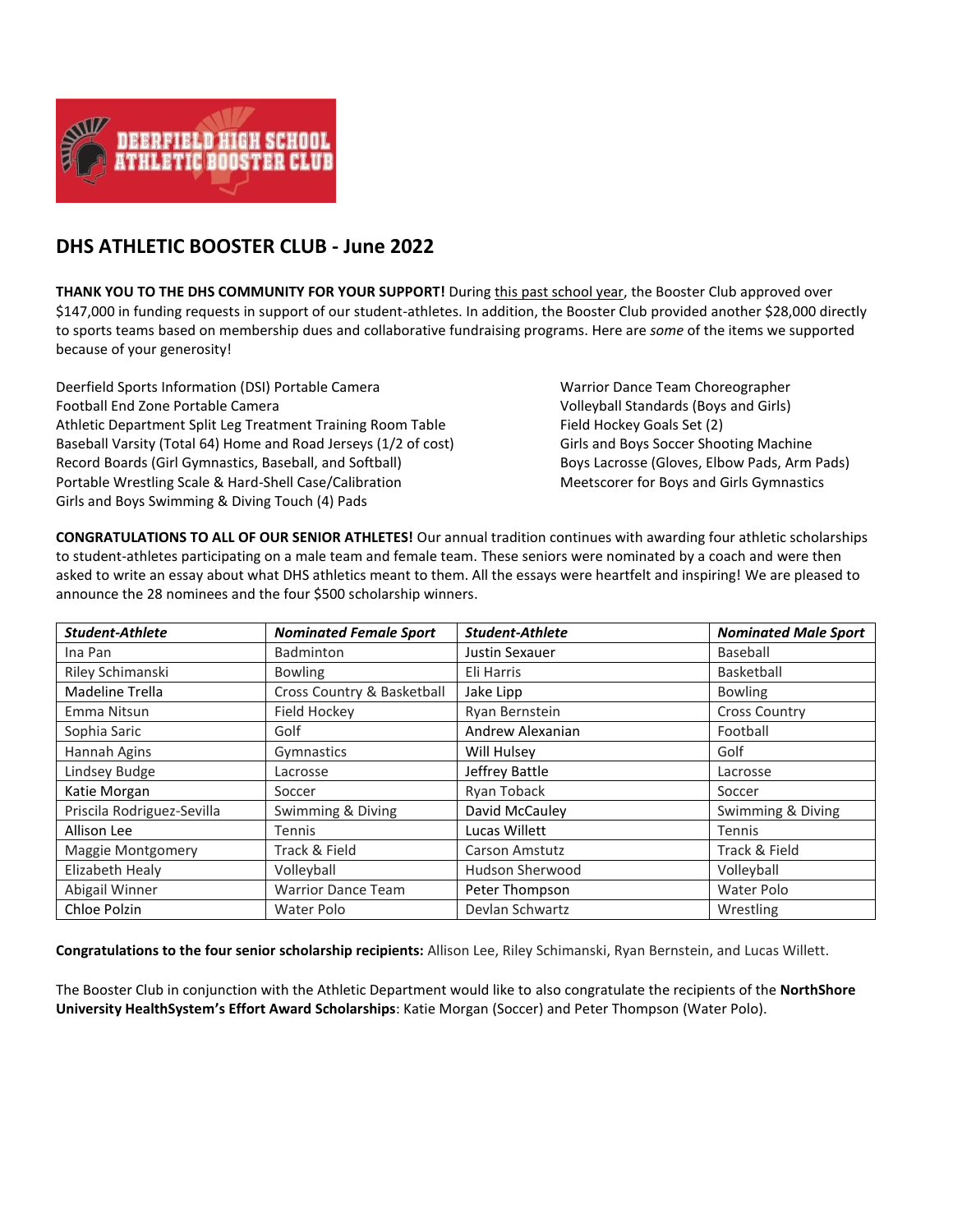# DHS ATHLETIC BOOSTER CLUB - June 2022

**THANK YOU TO THE DHS COMMUNITY FOR YOUR SUPPORT!** During this past school year, the Booster Club approved over $147,000 in funding requests in support of our student-athletes. In addition, the Booster Club provided another $28,000 directly to sports teams based on membership dues and collaborative fundraising programs. Here are *some* of the items we supported because of your generosity!

- Deerfield Sports Information (DSI) Portable Camera
- Football End Zone Portable Camera
- Athletic Department Split Leg Treatment Training Room Table
- Baseball Varsity (Total 64) Home and Road Jerseys (1/2 of cost)
- Record Boards (Girl Gymnastics, Baseball, and Softball)
- Portable Wrestling Scale & Hard-Shell Case/Calibration
- Girls and Boys Swimming & Diving Touch (4) Pads
- Warrior Dance Team Choreographer
- Volleyball Standards (Boys and Girls)
- Field Hockey Goals Set (2)
- Girls and Boys Soccer Shooting Machine
- Boys Lacrosse (Gloves, Elbow Pads, Arm Pads)
- Meetscorer for Boys and Girls Gymnastics

**CONGRATULATIONS TO ALL OF OUR SENIOR ATHLETES!** Our annual tradition continues with awarding four athletic scholarships to student-athletes participating on a male team and female team. These seniors were nominated by a coach and were then asked to write an essay about what DHS athletics meant to them. All the essays were heartfelt and inspiring! We are pleased to announce the 28 nominees and the four $500 scholarship winners.

| ***Student-Athlete*** | ***Nominated Female Sport*** | ***Student-Athlete*** | ***Nominated Male Sport*** |
|---|---|---|---|
| Ina Pan | Badminton | Justin Sexauer | Baseball |
| Riley Schimanski | Bowling | Eli Harris | Basketball |
| Madeline Trella | Cross Country & Basketball | Jake Lipp | Bowling |
| Emma Nitsun | Field Hockey | Ryan Bernstein | Cross Country |
| Sophia Saric | Golf | Andrew Alexanian | Football |
| Hannah Agins | Gymnastics | Will Hulsey | Golf |
| Lindsey Budge | Lacrosse | Jeffrey Battle | Lacrosse |
| Katie Morgan | Soccer | Ryan Toback | Soccer |
| Priscila Rodriguez-Sevilla | Swimming & Diving | David McCauley | Swimming & Diving |
| Allison Lee | Tennis | Lucas Willett | Tennis |
| Maggie Montgomery | Track & Field | Carson Amstutz | Track & Field |
| Elizabeth Healy | Volleyball | Hudson Sherwood | Volleyball |
| Abigail Winner | Warrior Dance Team | Peter Thompson | Water Polo |
| Chloe Polzin | Water Polo | Devlan Schwartz | Wrestling |

**Congratulations to the four senior scholarship recipients:** Allison Lee, Riley Schimanski, Ryan Bernstein, and Lucas Willett.

The Booster Club in conjunction with the Athletic Department would like to also congratulate the recipients of the **NorthShore University HealthSystem's Effort Award Scholarships**: Katie Morgan (Soccer) and Peter Thompson (Water Polo).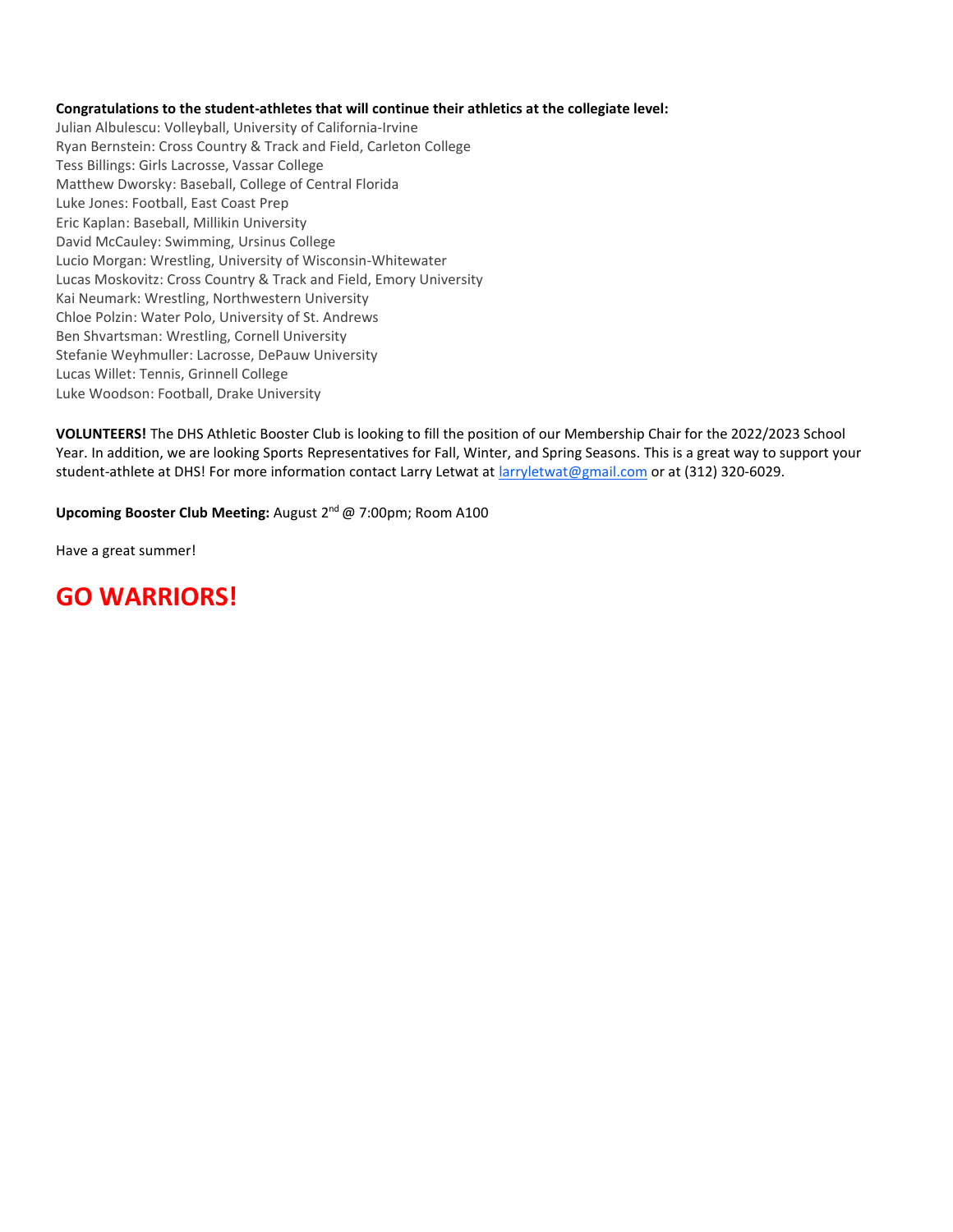**Congratulations to the student-athletes that will continue their athletics at the collegiate level:**

Julian Albulescu: Volleyball, University of California-Irvine
Ryan Bernstein: Cross Country & Track and Field, Carleton College
Tess Billings: Girls Lacrosse, Vassar College
Matthew Dworsky: Baseball, College of Central Florida
Luke Jones: Football, East Coast Prep
Eric Kaplan: Baseball, Millikin University
David McCauley: Swimming, Ursinus College
Lucio Morgan: Wrestling, University of Wisconsin-Whitewater
Lucas Moskovitz: Cross Country & Track and Field, Emory University
Kai Neumark: Wrestling, Northwestern University
Chloe Polzin: Water Polo, University of St. Andrews
Ben Shvartsman: Wrestling, Cornell University
Stefanie Weyhmuller: Lacrosse, DePauw University
Lucas Willet: Tennis, Grinnell College
Luke Woodson: Football, Drake University

**VOLUNTEERS!** The DHS Athletic Booster Club is looking to fill the position of our Membership Chair for the 2022/2023 School Year. In addition, we are looking Sports Representatives for Fall, Winter, and Spring Seasons. This is a great way to support your student-athlete at DHS! For more information contact Larry Letwat at larryletwat@gmail.com or at (312) 320-6029.

**Upcoming Booster Club Meeting:** August 2nd @ 7:00pm; Room A100

Have a great summer!

# GO WARRIORS!